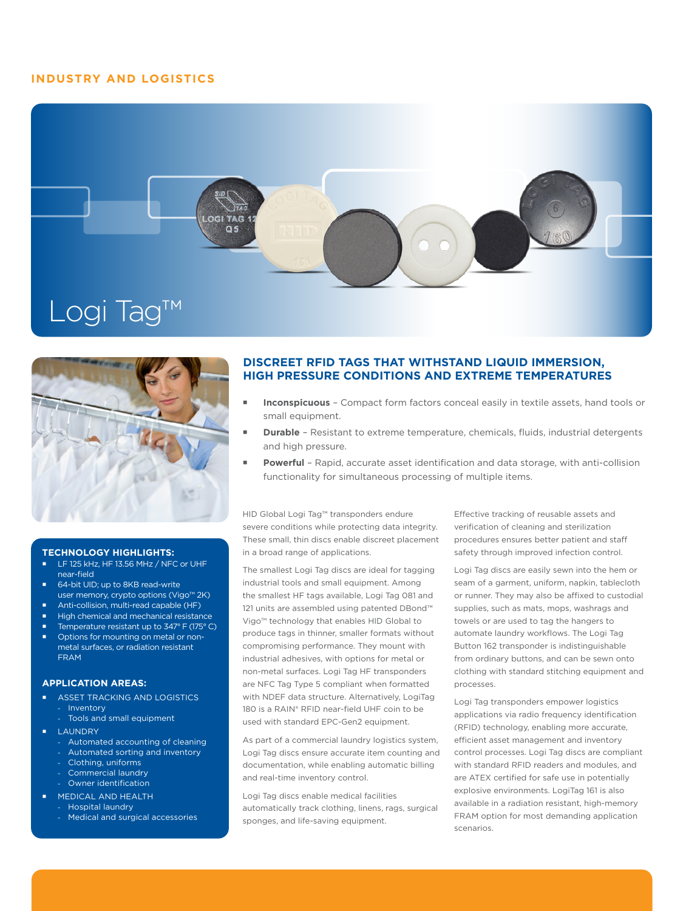INDUSTRY AND LOGISTICS

# Logi Tag™

## DISCREET RFID TAGS THAT WITHSTAND LIQUID IMMERSION, HIGH PRESSURE CONDITIONS AND EXTREME TEMPERATURES

- **Inconspicuous** – Compact form factors conceal easily in textile assets, hand tools or small equipment.
- **Durable** – Resistant to extreme temperature, chemicals, fluids, industrial detergents and high pressure.
- **Powerful** – Rapid, accurate asset identification and data storage, with anti-collision functionality for simultaneous processing of multiple items.

HID Global Logi Tag™ transponders endure severe conditions while protecting data integrity. These small, thin discs enable discreet placement in a broad range of applications.

The smallest Logi Tag discs are ideal for tagging industrial tools and small equipment. Among the smallest HF tags available, Logi Tag 081 and 121 units are assembled using patented DBond™ Vigo™ technology that enables HID Global to produce tags in thinner, smaller formats without compromising performance. They mount with industrial adhesives, with options for metal or non-metal surfaces. Logi Tag HF transponders are NFC Tag Type 5 compliant when formatted with NDEF data structure. Alternatively, LogiTag 180 is a RAIN® RFID near-field UHF coin to be used with standard EPC-Gen2 equipment.

As part of a commercial laundry logistics system, Logi Tag discs ensure accurate item counting and documentation, while enabling automatic billing and real-time inventory control.

Logi Tag discs enable medical facilities automatically track clothing, linens, rags, surgical sponges, and life-saving equipment.

Effective tracking of reusable assets and verification of cleaning and sterilization procedures ensures better patient and staff safety through improved infection control.

Logi Tag discs are easily sewn into the hem or seam of a garment, uniform, napkin, tablecloth or runner. They may also be affixed to custodial supplies, such as mats, mops, washrags and towels or are used to tag the hangers to automate laundry workflows. The Logi Tag Button 162 transponder is indistinguishable from ordinary buttons, and can be sewn onto clothing with standard stitching equipment and processes.

Logi Tag transponders empower logistics applications via radio frequency identification (RFID) technology, enabling more accurate, efficient asset management and inventory control processes. Logi Tag discs are compliant with standard RFID readers and modules, and are ATEX certified for safe use in potentially explosive environments. LogiTag 161 is also available in a radiation resistant, high-memory FRAM option for most demanding application scenarios.

### TECHNOLOGY HIGHLIGHTS:

- LF 125 kHz, HF 13.56 MHz / NFC or UHF near-field
- 64-bit UID; up to 8KB read-write user memory, crypto options (Vigo™ 2K)
- Anti-collision, multi-read capable (HF)
- High chemical and mechanical resistance
- Temperature resistant up to 347° F (175° C)
- Options for mounting on metal or non-metal surfaces, or radiation resistant FRAM

### APPLICATION AREAS:

- ASSET TRACKING AND LOGISTICS
  - Inventory
  - Tools and small equipment
- LAUNDRY
  - Automated accounting of cleaning
  - Automated sorting and inventory
  - Clothing, uniforms
  - Commercial laundry
  - Owner identification
- MEDICAL AND HEALTH
  - Hospital laundry
  - Medical and surgical accessories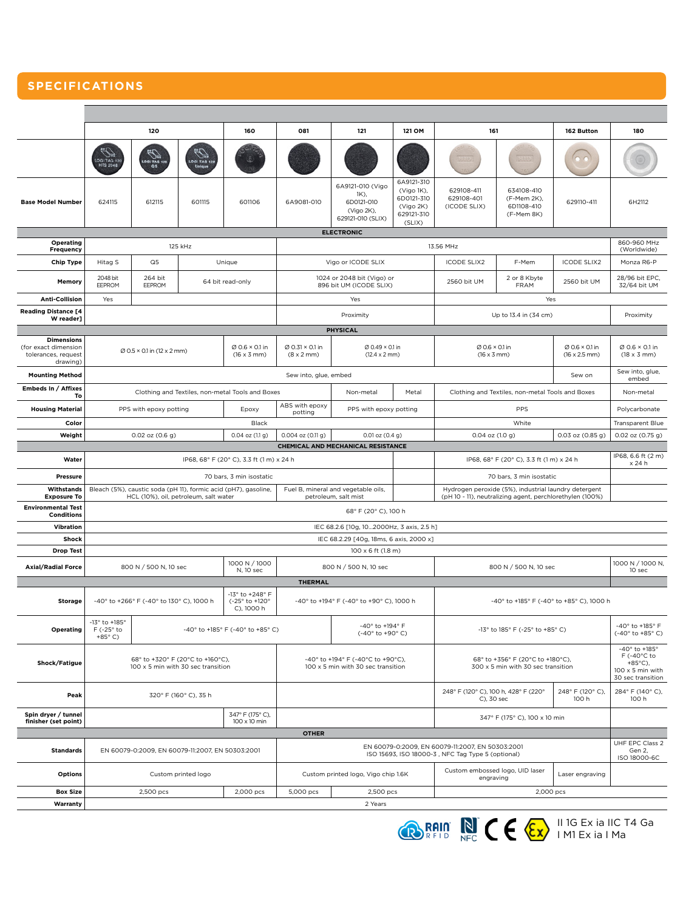## SPECIFICATIONS

| | 120 | | | 160 | 081 | 121 | 121 OM | 161 | | 162 Button | 180 |
|---|---|---|---|---|---|---|---|---|---|---|---|
| **Base Model Number** | 624115 | 612115 | 601115 | 601106 | 6A9081-010 | 6A9121-010 (Vigo 1K), 6D0121-010 (Vigo 2K), 629121-010 (SLIX) | 6A9121-310 (Vigo 1K), 6D0121-310 (Vigo 2K) 629121-310 (SLIX) | 629108-411 629108-401 (ICODE SLIX) | 634108-410 (F-Mem 2K), 6D1108-410 (F-Mem 8K) | 629110-411 | 6H2112 |
| **ELECTRONIC** | | | | | | | | | | | |
| **Operating Frequency** | 125 kHz | | | | 13.56 MHz | | | | | | 860-960 MHz (Worldwide) |
| **Chip Type** | Hitag S | Q5 | Unique | | Vigo or ICODE SLIX | | | ICODE SLIX2 | F-Mem | ICODE SLIX2 | Monza R6-P |
| **Memory** | 2048 bit EEPROM | 264 bit EEPROM | 64 bit read-only | | 1024 or 2048 bit (Vigo) or 896 bit UM (ICODE SLIX) | | | 2560 bit UM | 2 or 8 Kbyte FRAM | 2560 bit UM | 28/96 bit EPC, 32/64 bit UM |
| **Anti-Collision** | Yes | | | | Yes | | | Yes | | | |
| **Reading Distance [4 W reader]** | | | | | Proximity | | | Up to 13.4 in (34 cm) | | | Proximity |
| **PHYSICAL** | | | | | | | | | | | |
| **Dimensions** (for exact dimension tolerances, request drawing) | Ø 0.5 × 0.1 in (12 x 2 mm) | | | Ø 0.6 × 0.1 in (16 x 3 mm) | Ø 0.31 × 0.1 in (8 x 2 mm) | Ø 0.49 × 0.1 in (12.4 x 2 mm) | | Ø 0.6 × 0.1 in (16 x 3 mm) | | Ø 0.6 × 0.1 in (16 x 2.5 mm) | Ø 0.6 × 0.1 in (18 x 3 mm) |
| **Mounting Method** | Sew into, glue, embed | | | | | | | | | Sew on | Sew into, glue, embed |
| **Embeds In / Affixes To** | Clothing and Textiles, non-metal Tools and Boxes | | | | | Non-metal | Metal | Clothing and Textiles, non-metal Tools and Boxes | | | Non-metal |
| **Housing Material** | PPS with epoxy potting | | | Epoxy | ABS with epoxy potting | PPS with epoxy potting | | PPS | | | Polycarbonate |
| **Color** | Black | | | | | | | White | | | Transparent Blue |
| **Weight** | 0.02 oz (0.6 g) | | | 0.04 oz (1.1 g) | 0.004 oz (0.11 g) | 0.01 oz (0.4 g) | | 0.04 oz (1.0 g) | | 0.03 oz (0.85 g) | 0.02 oz (0.75 g) |
| **CHEMICAL AND MECHANICAL RESISTANCE** | | | | | | | | | | | |
| **Water** | IP68, 68° F (20° C), 3.3 ft (1 m) x 24 h | | | | | | | IP68, 68° F (20° C), 3.3 ft (1 m) x 24 h | | | IP68, 6.6 ft (2 m) x 24 h |
| **Pressure** | 70 bars, 3 min isostatic | | | | | | | 70 bars, 3 min isostatic | | | |
| **Withstands Exposure To** | Bleach (5%), caustic soda (pH 11), formic acid (pH7), gasoline, HCL (10%), oil, petroleum, salt water | | | | Fuel B, mineral and vegetable oils, petroleum, salt mist | | | Hydrogen peroxide (5%), industrial laundry detergent (pH 10 - 11), neutralizing agent, perchlorethylen (100%) | | | |
| **Environmental Test Conditions** | 68° F (20° C), 100 h | | | | | | | | | | |
| **Vibration** | IEC 68.2.6 [10g, 10...2000Hz, 3 axis, 2.5 h] | | | | | | | | | | |
| **Shock** | IEC 68.2.29 [40g, 18ms, 6 axis, 2000 x] | | | | | | | | | | |
| **Drop Test** | 100 x 6 ft (1.8 m) | | | | | | | | | | |
| **Axial/Radial Force** | 800 N / 500 N, 10 sec | | | 1000 N / 1000 N, 10 sec | 800 N / 500 N, 10 sec | | | 800 N / 500 N, 10 sec | | | 1000 N / 1000 N, 10 sec |
| **THERMAL** | | | | | | | | | | | |
| **Storage** | -40° to +266° F (-40° to 130° C), 1000 h | | | -13° to +248° F (-25° to +120° C), 1000 h | -40° to +194° F (-40° to +90° C), 1000 h | | | -40° to +185° F (-40° to +85° C), 1000 h | | | |
| **Operating** | -13° to +185° F (-25° to +85° C) | -40° to +185° F (-40° to +85° C) | | | | -40° to +194° F (-40° to +90° C) | | -13° to 185° F (-25° to +85° C) | | | -40° to +185° F (-40° to +85° C) |
| **Shock/Fatigue** | 68° to +320° F (20°C to +160°C), 100 x 5 min with 30 sec transition | | | | -40° to +194° F (-40°C to +90°C), 100 x 5 min with 30 sec transition | | | 68° to +356° F (20°C to +180°C), 300 x 5 min with 30 sec transition | | | -40° to +185° F (-40°C to +85°C), 100 x 5 min with 30 sec transition |
| **Peak** | 320° F (160° C), 35 h | | | | | | | 248° F (120° C), 100 h, 428° F (220° C), 30 sec | | 248° F (120° C), 100 h | 284° F (140° C), 100 h |
| **Spin dryer / tunnel finisher (set point)** | | | | 347° F (175° C), 100 x 10 min | | | | 347° F (175° C), 100 x 10 min | | | |
| **OTHER** | | | | | | | | | | | |
| **Standards** | EN 60079-0:2009, EN 60079-11:2007, EN 50303:2001 | | | | EN 60079-0:2009, EN 60079-11:2007, EN 50303:2001 ISO 15693, ISO 18000-3 , NFC Tag Type 5 (optional) | | | | | | UHF EPC Class 2 Gen 2, ISO 18000-6C |
| **Options** | Custom printed logo | | | | Custom printed logo, Vigo chip 1.6K | | | Custom embossed logo, UID laser engraving | | Laser engraving | |
| **Box Size** | 2,500 pcs | | | 2,000 pcs | 5,000 pcs | 2,500 pcs | | 2,000 pcs | | | |
| **Warranty** | 2 Years | | | | | | | | | | |

II 1G Ex ia IIC T4 Ga
I M1 Ex ia I Ma